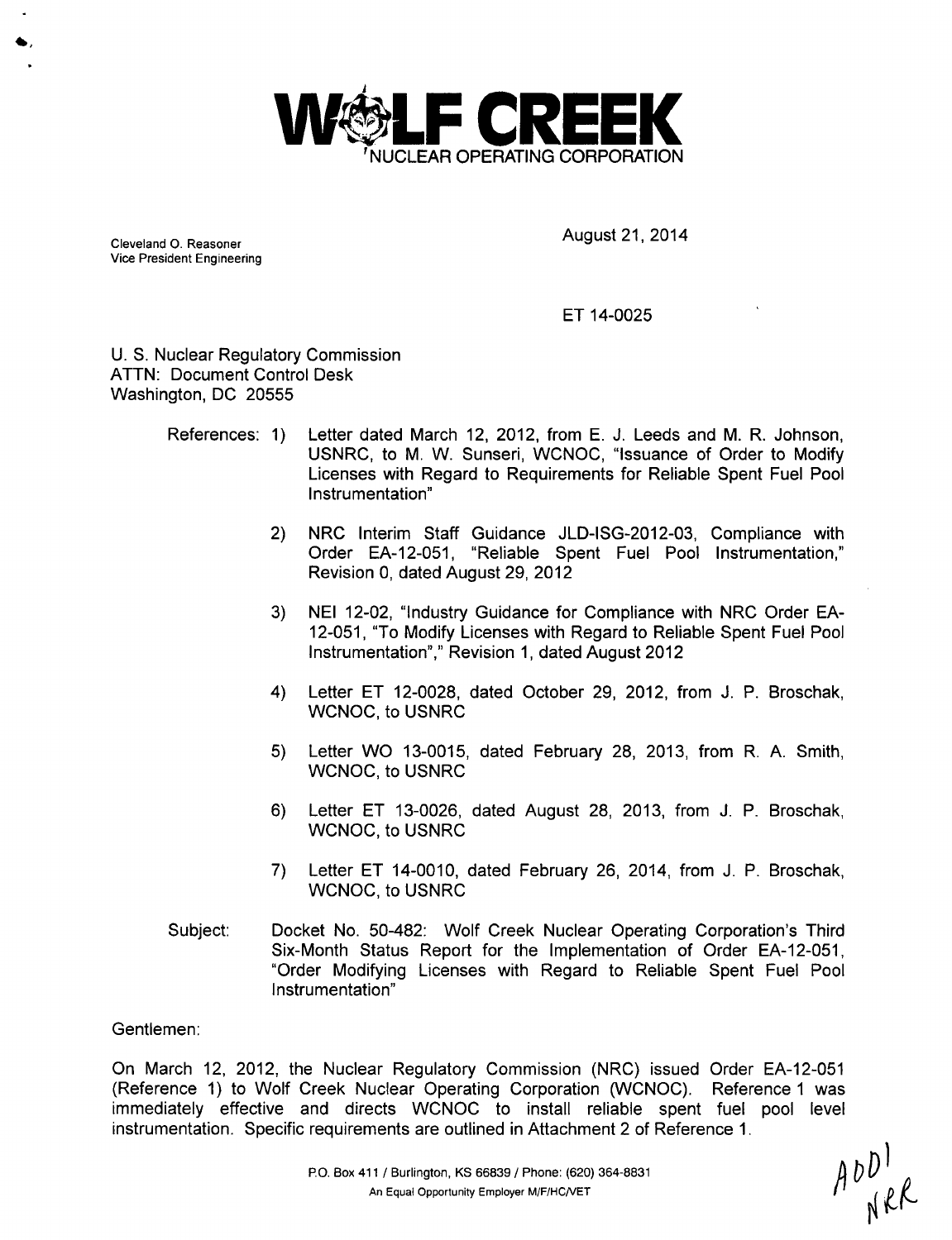# WOLF CREEK NUCLEAR OPERATING CORPORATION

Cleveland O. Reasoner
Vice President Engineering

August 21, 2014

ET 14-0025

U. S. Nuclear Regulatory Commission
ATTN: Document Control Desk
Washington, DC 20555

References:
1) Letter dated March 12, 2012, from E. J. Leeds and M. R. Johnson, USNRC, to M. W. Sunseri, WCNOC, "Issuance of Order to Modify Licenses with Regard to Requirements for Reliable Spent Fuel Pool Instrumentation"
2) NRC Interim Staff Guidance JLD-ISG-2012-03, Compliance with Order EA-12-051, "Reliable Spent Fuel Pool Instrumentation," Revision 0, dated August 29, 2012
3) NEI 12-02, "Industry Guidance for Compliance with NRC Order EA-12-051, "To Modify Licenses with Regard to Reliable Spent Fuel Pool Instrumentation"," Revision 1, dated August 2012
4) Letter ET 12-0028, dated October 29, 2012, from J. P. Broschak, WCNOC, to USNRC
5) Letter WO 13-0015, dated February 28, 2013, from R. A. Smith, WCNOC, to USNRC
6) Letter ET 13-0026, dated August 28, 2013, from J. P. Broschak, WCNOC, to USNRC
7) Letter ET 14-0010, dated February 26, 2014, from J. P. Broschak, WCNOC, to USNRC

Subject: Docket No. 50-482: Wolf Creek Nuclear Operating Corporation's Third Six-Month Status Report for the Implementation of Order EA-12-051, "Order Modifying Licenses with Regard to Reliable Spent Fuel Pool Instrumentation"

Gentlemen:

On March 12, 2012, the Nuclear Regulatory Commission (NRC) issued Order EA-12-051 (Reference 1) to Wolf Creek Nuclear Operating Corporation (WCNOC). Reference 1 was immediately effective and directs WCNOC to install reliable spent fuel pool level instrumentation. Specific requirements are outlined in Attachment 2 of Reference 1.

P.O. Box 411 / Burlington, KS 66839 / Phone: (620) 364-8831
An Equal Opportunity Employer M/F/HC/VET

A001
NRR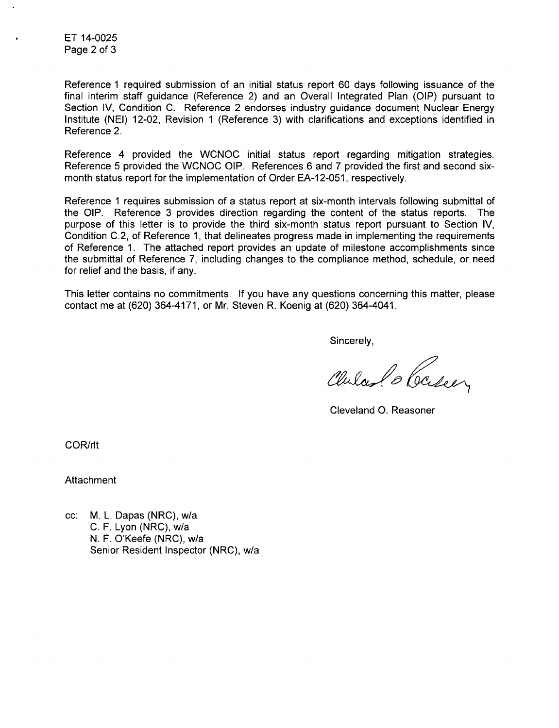Reference 1 required submission of an initial status report 60 days following issuance of the final interim staff guidance (Reference 2) and an Overall Integrated Plan (OIP) pursuant to Section IV, Condition C. Reference 2 endorses industry guidance document Nuclear Energy Institute (NEI) 12-02, Revision 1 (Reference 3) with clarifications and exceptions identified in Reference 2.

Reference 4 provided the WCNOC initial status report regarding mitigation strategies. Reference 5 provided the WCNOC OIP. References 6 and 7 provided the first and second six-month status report for the implementation of Order EA-12-051, respectively.

Reference 1 requires submission of a status report at six-month intervals following submittal of the OIP. Reference 3 provides direction regarding the content of the status reports. The purpose of this letter is to provide the third six-month status report pursuant to Section IV, Condition C.2, of Reference 1, that delineates progress made in implementing the requirements of Reference 1. The attached report provides an update of milestone accomplishments since the submittal of Reference 7, including changes to the compliance method, schedule, or need for relief and the basis, if any.

This letter contains no commitments. If you have any questions concerning this matter, please contact me at (620) 364-4171, or Mr. Steven R. Koenig at (620) 364-4041.

Sincerely,

Cleveland O. Reasoner

COR/rlt

Attachment

cc: M. L. Dapas (NRC), w/a
C. F. Lyon (NRC), w/a
N. F. O'Keefe (NRC), w/a
Senior Resident Inspector (NRC), w/a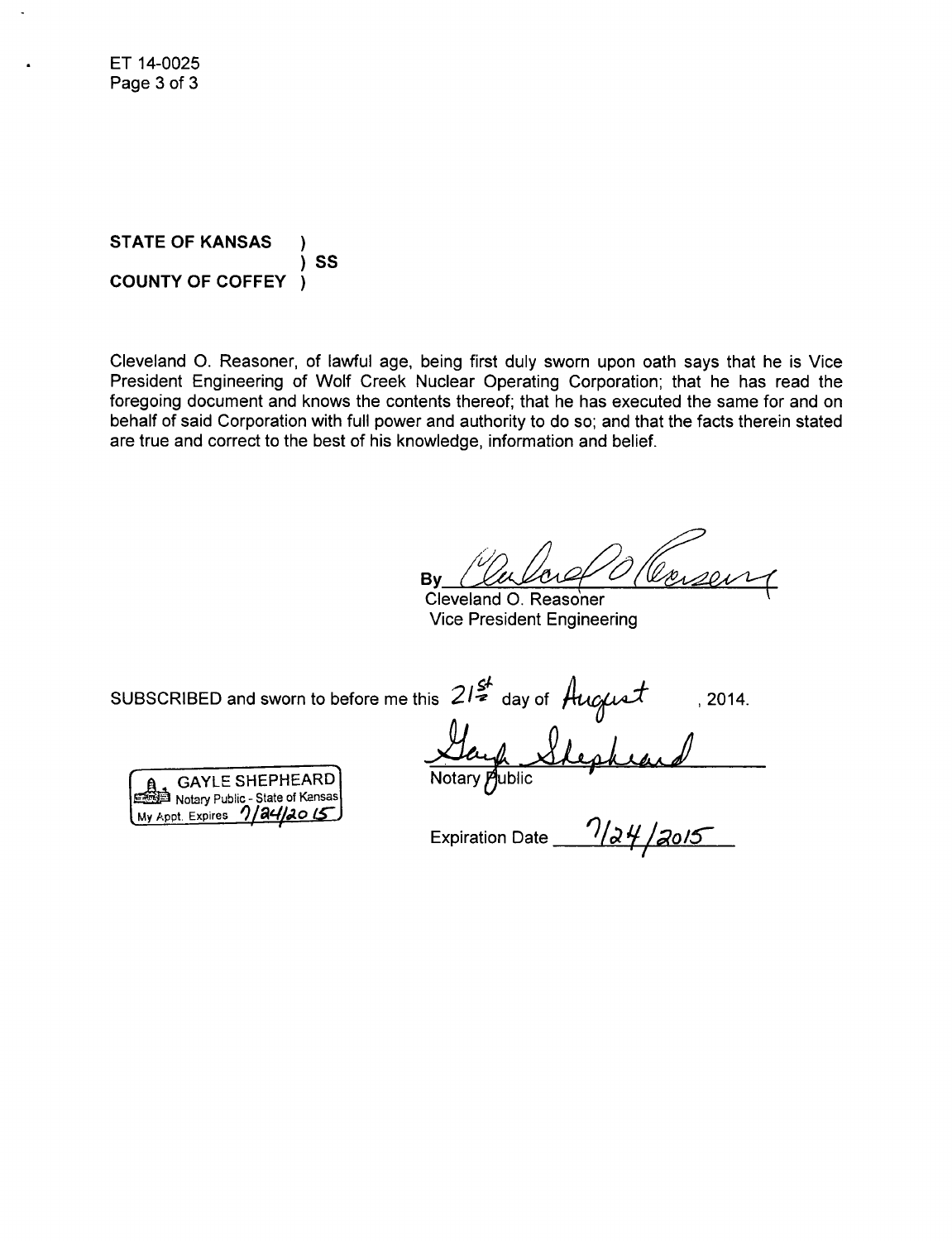**STATE OF KANSAS )**
**) SS**
**COUNTY OF COFFEY )**

Cleveland O. Reasoner, of lawful age, being first duly sworn upon oath says that he is Vice President Engineering of Wolf Creek Nuclear Operating Corporation; that he has read the foregoing document and knows the contents thereof; that he has executed the same for and on behalf of said Corporation with full power and authority to do so; and that the facts therein stated are true and correct to the best of his knowledge, information and belief.

By ______________________
Cleveland O. Reasoner
Vice President Engineering

SUBSCRIBED and sworn to before me this 21st day of August, 2014.

______________________
Notary Public

GAYLE SHEPHEARD
Notary Public - State of Kansas
My Appt. Expires 7/24/2015

Expiration Date 7/24/2015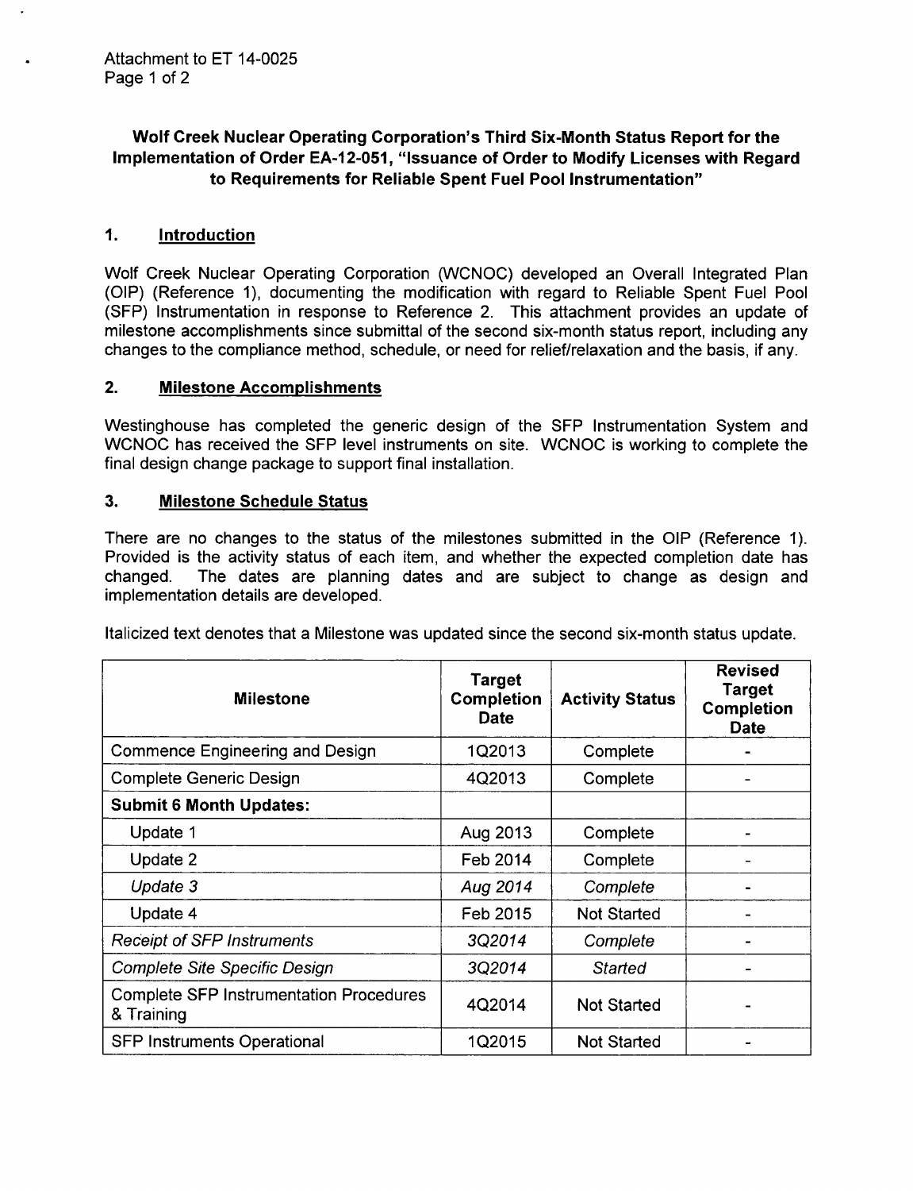Attachment to ET 14-0025

# Wolf Creek Nuclear Operating Corporation's Third Six-Month Status Report for the Implementation of Order EA-12-051, "Issuance of Order to Modify Licenses with Regard to Requirements for Reliable Spent Fuel Pool Instrumentation"

## 1. Introduction

Wolf Creek Nuclear Operating Corporation (WCNOC) developed an Overall Integrated Plan (OIP) (Reference 1), documenting the modification with regard to Reliable Spent Fuel Pool (SFP) Instrumentation in response to Reference 2. This attachment provides an update of milestone accomplishments since submittal of the second six-month status report, including any changes to the compliance method, schedule, or need for relief/relaxation and the basis, if any.

## 2. Milestone Accomplishments

Westinghouse has completed the generic design of the SFP Instrumentation System and WCNOC has received the SFP level instruments on site. WCNOC is working to complete the final design change package to support final installation.

## 3. Milestone Schedule Status

There are no changes to the status of the milestones submitted in the OIP (Reference 1). Provided is the activity status of each item, and whether the expected completion date has changed. The dates are planning dates and are subject to change as design and implementation details are developed.

Italicized text denotes that a Milestone was updated since the second six-month status update.

| Milestone | Target Completion Date | Activity Status | Revised Target Completion Date |
|---|---|---|---|
| Commence Engineering and Design | 1Q2013 | Complete | - |
| Complete Generic Design | 4Q2013 | Complete | - |
| **Submit 6 Month Updates:** | | | |
| Update 1 | Aug 2013 | Complete | - |
| Update 2 | Feb 2014 | Complete | - |
| *Update 3* | *Aug 2014* | *Complete* | - |
| Update 4 | Feb 2015 | Not Started | - |
| *Receipt of SFP Instruments* | *3Q2014* | *Complete* | - |
| *Complete Site Specific Design* | *3Q2014* | *Started* | - |
| Complete SFP Instrumentation Procedures & Training | 4Q2014 | Not Started | - |
| SFP Instruments Operational | 1Q2015 | Not Started | - |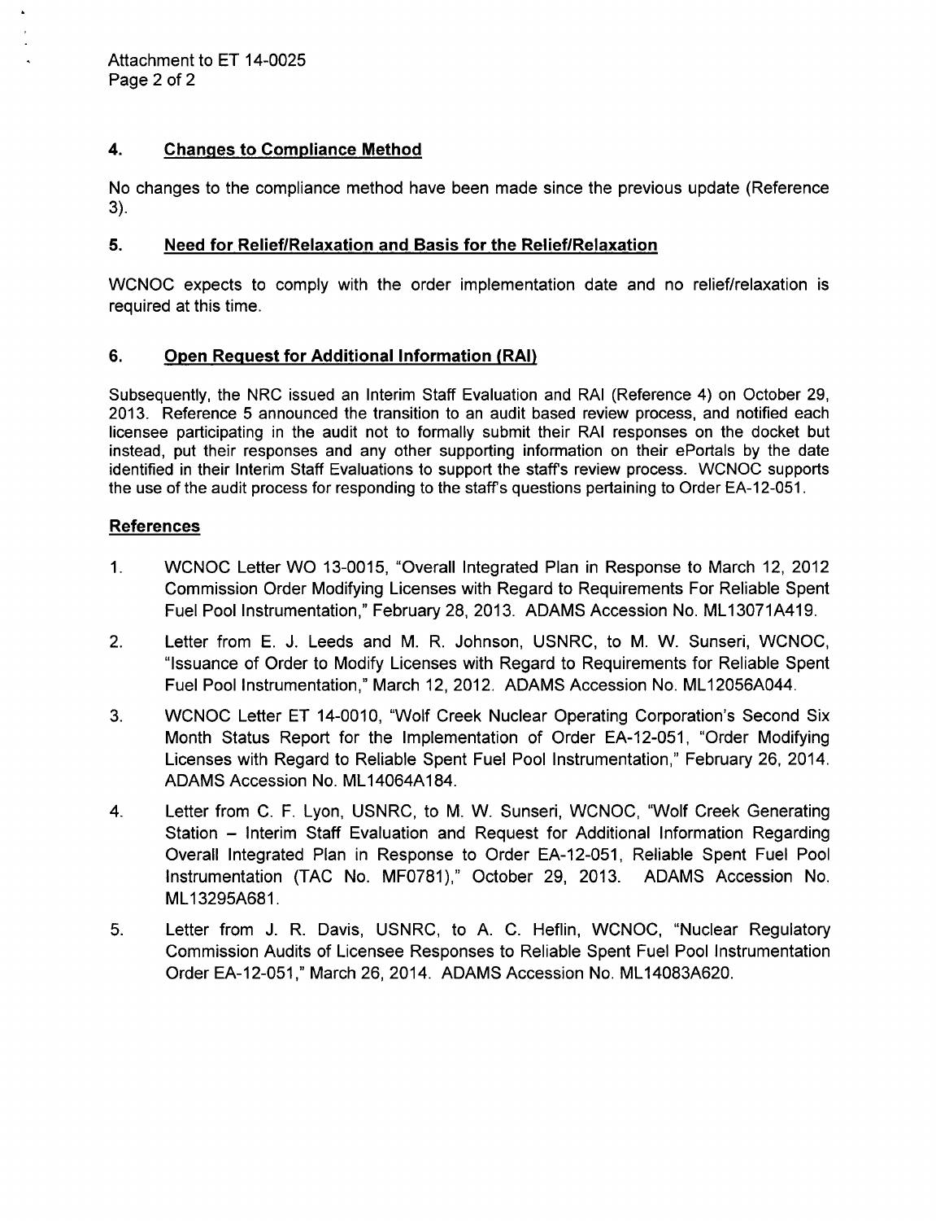## 4. Changes to Compliance Method

No changes to the compliance method have been made since the previous update (Reference 3).

## 5. Need for Relief/Relaxation and Basis for the Relief/Relaxation

WCNOC expects to comply with the order implementation date and no relief/relaxation is required at this time.

## 6. Open Request for Additional Information (RAI)

Subsequently, the NRC issued an Interim Staff Evaluation and RAI (Reference 4) on October 29, 2013. Reference 5 announced the transition to an audit based review process, and notified each licensee participating in the audit not to formally submit their RAI responses on the docket but instead, put their responses and any other supporting information on their ePortals by the date identified in their Interim Staff Evaluations to support the staff's review process. WCNOC supports the use of the audit process for responding to the staff's questions pertaining to Order EA-12-051.

## References

1. WCNOC Letter WO 13-0015, "Overall Integrated Plan in Response to March 12, 2012 Commission Order Modifying Licenses with Regard to Requirements For Reliable Spent Fuel Pool Instrumentation," February 28, 2013. ADAMS Accession No. ML13071A419.
2. Letter from E. J. Leeds and M. R. Johnson, USNRC, to M. W. Sunseri, WCNOC, "Issuance of Order to Modify Licenses with Regard to Requirements for Reliable Spent Fuel Pool Instrumentation," March 12, 2012. ADAMS Accession No. ML12056A044.
3. WCNOC Letter ET 14-0010, "Wolf Creek Nuclear Operating Corporation's Second Six Month Status Report for the Implementation of Order EA-12-051, "Order Modifying Licenses with Regard to Reliable Spent Fuel Pool Instrumentation," February 26, 2014. ADAMS Accession No. ML14064A184.
4. Letter from C. F. Lyon, USNRC, to M. W. Sunseri, WCNOC, "Wolf Creek Generating Station – Interim Staff Evaluation and Request for Additional Information Regarding Overall Integrated Plan in Response to Order EA-12-051, Reliable Spent Fuel Pool Instrumentation (TAC No. MF0781)," October 29, 2013. ADAMS Accession No. ML13295A681.
5. Letter from J. R. Davis, USNRC, to A. C. Heflin, WCNOC, "Nuclear Regulatory Commission Audits of Licensee Responses to Reliable Spent Fuel Pool Instrumentation Order EA-12-051," March 26, 2014. ADAMS Accession No. ML14083A620.